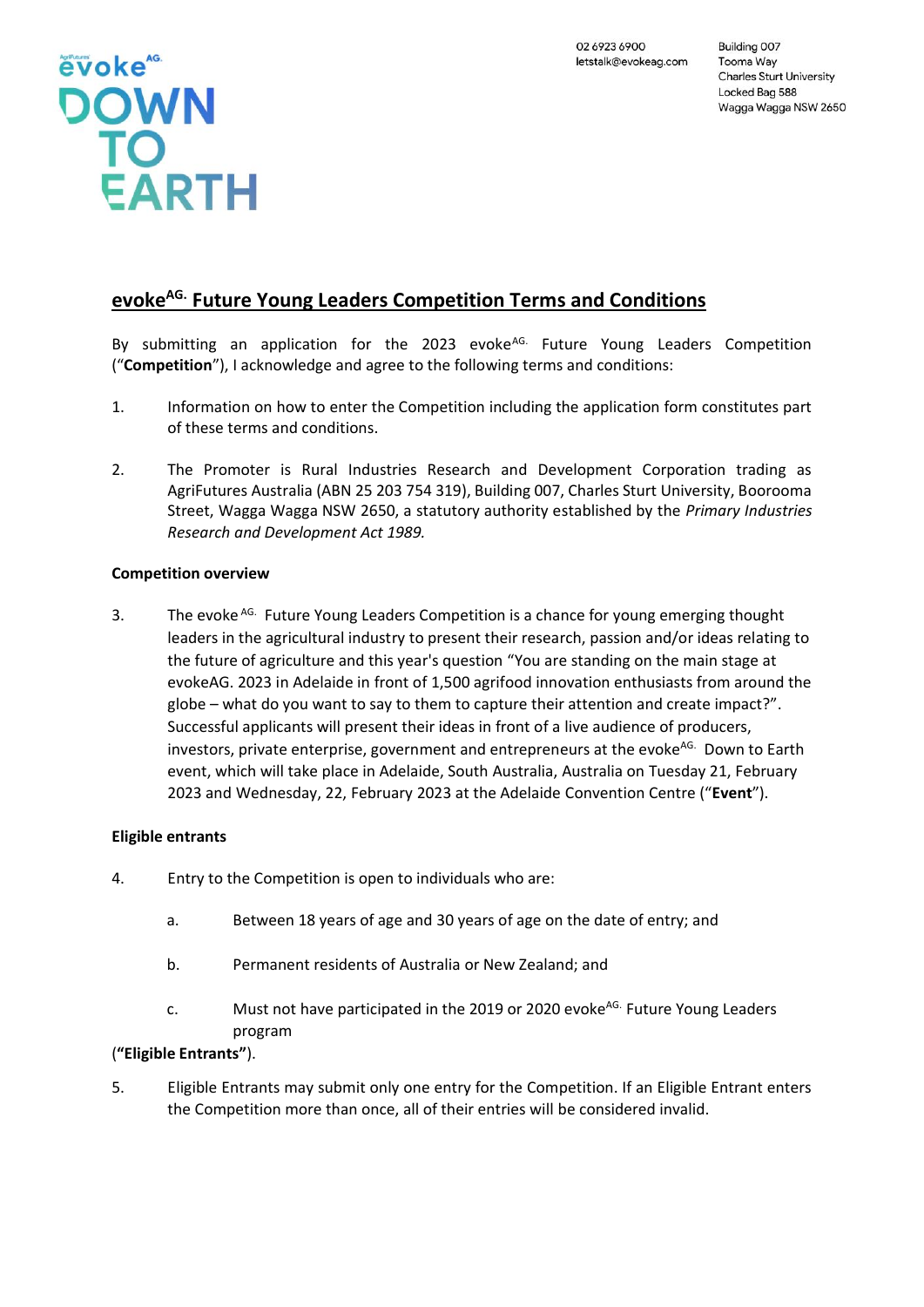02 6923 6900
letstalk@evokeag.com

Building 007
Tooma Way
Charles Sturt University
Locked Bag 588
Wagga Wagga NSW 2650

# evoke^AG. Future Young Leaders Competition Terms and Conditions

By submitting an application for the 2023 evoke^AG. Future Young Leaders Competition ("**Competition**"), I acknowledge and agree to the following terms and conditions:

1. Information on how to enter the Competition including the application form constitutes part of these terms and conditions.

2. The Promoter is Rural Industries Research and Development Corporation trading as AgriFutures Australia (ABN 25 203 754 319), Building 007, Charles Sturt University, Boorooma Street, Wagga Wagga NSW 2650, a statutory authority established by the *Primary Industries Research and Development Act 1989.*

**Competition overview**

3. The evoke^AG. Future Young Leaders Competition is a chance for young emerging thought leaders in the agricultural industry to present their research, passion and/or ideas relating to the future of agriculture and this year's question "You are standing on the main stage at evokeAG. 2023 in Adelaide in front of 1,500 agrifood innovation enthusiasts from around the globe – what do you want to say to them to capture their attention and create impact?". Successful applicants will present their ideas in front of a live audience of producers, investors, private enterprise, government and entrepreneurs at the evoke^AG. Down to Earth event, which will take place in Adelaide, South Australia, Australia on Tuesday 21, February 2023 and Wednesday, 22, February 2023 at the Adelaide Convention Centre ("**Event**").

**Eligible entrants**

4. Entry to the Competition is open to individuals who are:

   a. Between 18 years of age and 30 years of age on the date of entry; and

   b. Permanent residents of Australia or New Zealand; and

   c. Must not have participated in the 2019 or 2020 evoke^AG. Future Young Leaders program

(**"Eligible Entrants"**).

5. Eligible Entrants may submit only one entry for the Competition. If an Eligible Entrant enters the Competition more than once, all of their entries will be considered invalid.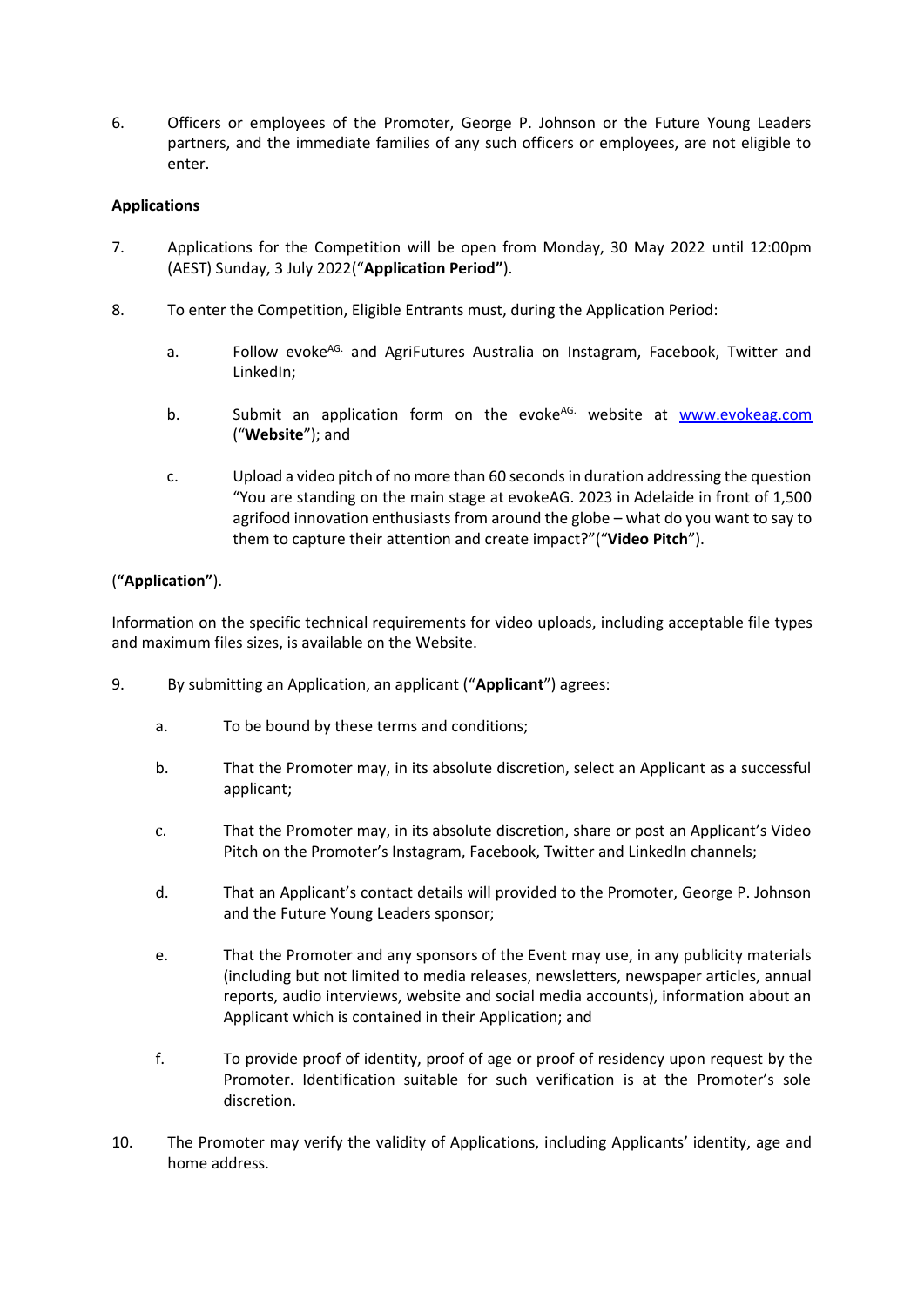6. Officers or employees of the Promoter, George P. Johnson or the Future Young Leaders partners, and the immediate families of any such officers or employees, are not eligible to enter.

**Applications**

7. Applications for the Competition will be open from Monday, 30 May 2022 until 12:00pm (AEST) Sunday, 3 July 2022("**Application Period"**).

8. To enter the Competition, Eligible Entrants must, during the Application Period:

   a. Follow evoke[AG.] and AgriFutures Australia on Instagram, Facebook, Twitter and LinkedIn;

   b. Submit an application form on the evoke[AG.] website at www.evokeag.com ("**Website**"); and

   c. Upload a video pitch of no more than 60 seconds in duration addressing the question "You are standing on the main stage at evokeAG. 2023 in Adelaide in front of 1,500 agrifood innovation enthusiasts from around the globe – what do you want to say to them to capture their attention and create impact?"("**Video Pitch**").

(**"Application"**).

Information on the specific technical requirements for video uploads, including acceptable file types and maximum files sizes, is available on the Website.

9. By submitting an Application, an applicant ("**Applicant**") agrees:

   a. To be bound by these terms and conditions;

   b. That the Promoter may, in its absolute discretion, select an Applicant as a successful applicant;

   c. That the Promoter may, in its absolute discretion, share or post an Applicant's Video Pitch on the Promoter's Instagram, Facebook, Twitter and LinkedIn channels;

   d. That an Applicant's contact details will provided to the Promoter, George P. Johnson and the Future Young Leaders sponsor;

   e. That the Promoter and any sponsors of the Event may use, in any publicity materials (including but not limited to media releases, newsletters, newspaper articles, annual reports, audio interviews, website and social media accounts), information about an Applicant which is contained in their Application; and

   f. To provide proof of identity, proof of age or proof of residency upon request by the Promoter. Identification suitable for such verification is at the Promoter's sole discretion.

10. The Promoter may verify the validity of Applications, including Applicants' identity, age and home address.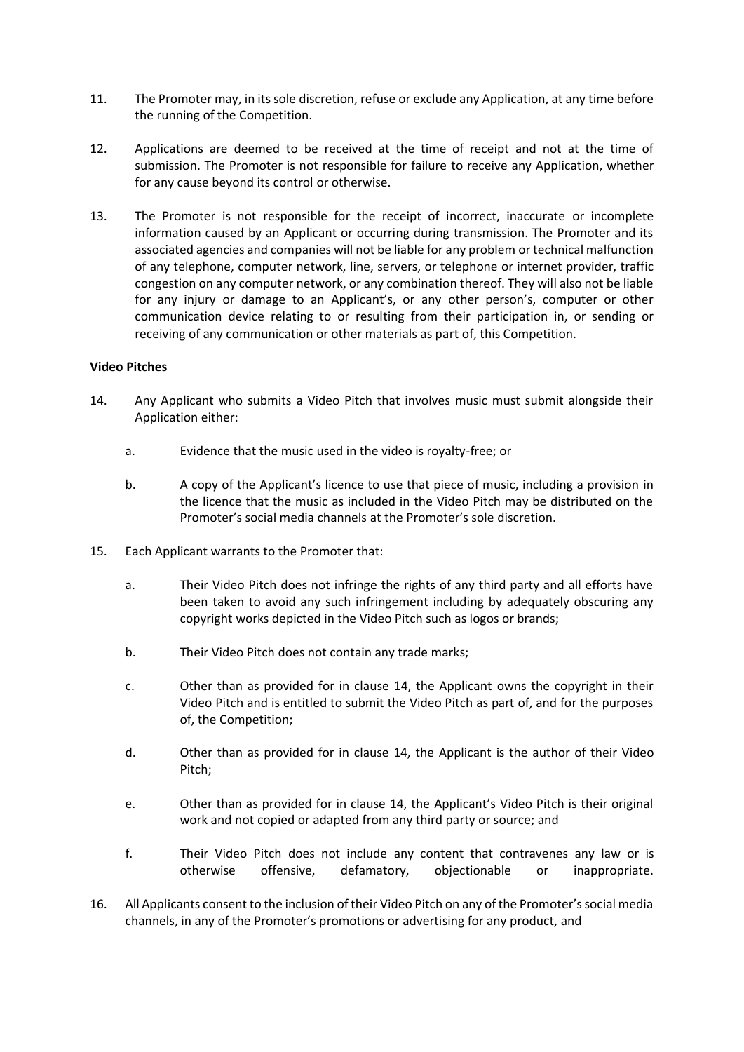11. The Promoter may, in its sole discretion, refuse or exclude any Application, at any time before the running of the Competition.

12. Applications are deemed to be received at the time of receipt and not at the time of submission. The Promoter is not responsible for failure to receive any Application, whether for any cause beyond its control or otherwise.

13. The Promoter is not responsible for the receipt of incorrect, inaccurate or incomplete information caused by an Applicant or occurring during transmission. The Promoter and its associated agencies and companies will not be liable for any problem or technical malfunction of any telephone, computer network, line, servers, or telephone or internet provider, traffic congestion on any computer network, or any combination thereof. They will also not be liable for any injury or damage to an Applicant's, or any other person's, computer or other communication device relating to or resulting from their participation in, or sending or receiving of any communication or other materials as part of, this Competition.

**Video Pitches**

14. Any Applicant who submits a Video Pitch that involves music must submit alongside their Application either:

    a. Evidence that the music used in the video is royalty-free; or

    b. A copy of the Applicant's licence to use that piece of music, including a provision in the licence that the music as included in the Video Pitch may be distributed on the Promoter's social media channels at the Promoter's sole discretion.

15. Each Applicant warrants to the Promoter that:

    a. Their Video Pitch does not infringe the rights of any third party and all efforts have been taken to avoid any such infringement including by adequately obscuring any copyright works depicted in the Video Pitch such as logos or brands;

    b. Their Video Pitch does not contain any trade marks;

    c. Other than as provided for in clause 14, the Applicant owns the copyright in their Video Pitch and is entitled to submit the Video Pitch as part of, and for the purposes of, the Competition;

    d. Other than as provided for in clause 14, the Applicant is the author of their Video Pitch;

    e. Other than as provided for in clause 14, the Applicant's Video Pitch is their original work and not copied or adapted from any third party or source; and

    f. Their Video Pitch does not include any content that contravenes any law or is otherwise offensive, defamatory, objectionable or inappropriate.

16. All Applicants consent to the inclusion of their Video Pitch on any of the Promoter's social media channels, in any of the Promoter's promotions or advertising for any product, and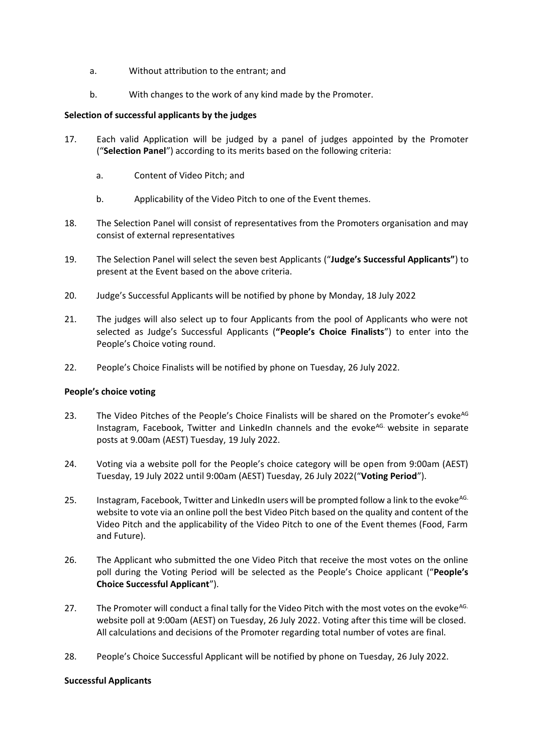a. Without attribution to the entrant; and

b. With changes to the work of any kind made by the Promoter.

**Selection of successful applicants by the judges**

17. Each valid Application will be judged by a panel of judges appointed by the Promoter ("**Selection Panel**") according to its merits based on the following criteria:

    a. Content of Video Pitch; and

    b. Applicability of the Video Pitch to one of the Event themes.

18. The Selection Panel will consist of representatives from the Promoters organisation and may consist of external representatives

19. The Selection Panel will select the seven best Applicants ("**Judge's Successful Applicants"**) to present at the Event based on the above criteria.

20. Judge's Successful Applicants will be notified by phone by Monday, 18 July 2022

21. The judges will also select up to four Applicants from the pool of Applicants who were not selected as Judge's Successful Applicants (**"People's Choice Finalists**") to enter into the People's Choice voting round.

22. People's Choice Finalists will be notified by phone on Tuesday, 26 July 2022.

**People's choice voting**

23. The Video Pitches of the People's Choice Finalists will be shared on the Promoter's evoke[AG] Instagram, Facebook, Twitter and LinkedIn channels and the evoke[AG.] website in separate posts at 9.00am (AEST) Tuesday, 19 July 2022.

24. Voting via a website poll for the People's choice category will be open from 9:00am (AEST) Tuesday, 19 July 2022 until 9:00am (AEST) Tuesday, 26 July 2022("**Voting Period**").

25. Instagram, Facebook, Twitter and LinkedIn users will be prompted follow a link to the evoke[AG.] website to vote via an online poll the best Video Pitch based on the quality and content of the Video Pitch and the applicability of the Video Pitch to one of the Event themes (Food, Farm and Future).

26. The Applicant who submitted the one Video Pitch that receive the most votes on the online poll during the Voting Period will be selected as the People's Choice applicant ("**People's Choice Successful Applicant**").

27. The Promoter will conduct a final tally for the Video Pitch with the most votes on the evoke[AG.] website poll at 9:00am (AEST) on Tuesday, 26 July 2022. Voting after this time will be closed. All calculations and decisions of the Promoter regarding total number of votes are final.

28. People's Choice Successful Applicant will be notified by phone on Tuesday, 26 July 2022.

**Successful Applicants**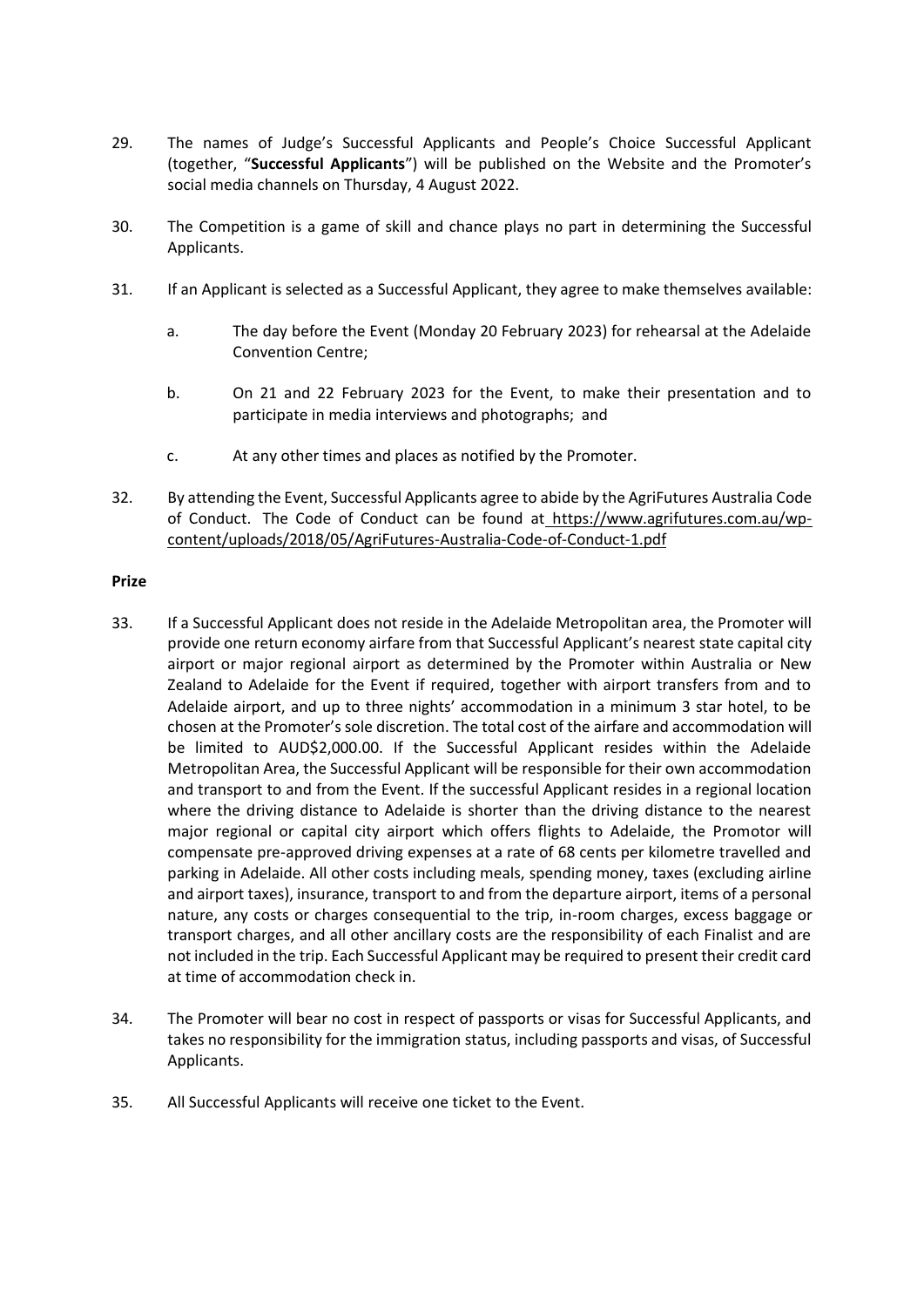29. The names of Judge's Successful Applicants and People's Choice Successful Applicant (together, "**Successful Applicants**") will be published on the Website and the Promoter's social media channels on Thursday, 4 August 2022.

30. The Competition is a game of skill and chance plays no part in determining the Successful Applicants.

31. If an Applicant is selected as a Successful Applicant, they agree to make themselves available:

    a. The day before the Event (Monday 20 February 2023) for rehearsal at the Adelaide Convention Centre;

    b. On 21 and 22 February 2023 for the Event, to make their presentation and to participate in media interviews and photographs; and

    c. At any other times and places as notified by the Promoter.

32. By attending the Event, Successful Applicants agree to abide by the AgriFutures Australia Code of Conduct. The Code of Conduct can be found at https://www.agrifutures.com.au/wp-content/uploads/2018/05/AgriFutures-Australia-Code-of-Conduct-1.pdf

**Prize**

33. If a Successful Applicant does not reside in the Adelaide Metropolitan area, the Promoter will provide one return economy airfare from that Successful Applicant's nearest state capital city airport or major regional airport as determined by the Promoter within Australia or New Zealand to Adelaide for the Event if required, together with airport transfers from and to Adelaide airport, and up to three nights' accommodation in a minimum 3 star hotel, to be chosen at the Promoter's sole discretion. The total cost of the airfare and accommodation will be limited to AUD$2,000.00. If the Successful Applicant resides within the Adelaide Metropolitan Area, the Successful Applicant will be responsible for their own accommodation and transport to and from the Event. If the successful Applicant resides in a regional location where the driving distance to Adelaide is shorter than the driving distance to the nearest major regional or capital city airport which offers flights to Adelaide, the Promotor will compensate pre-approved driving expenses at a rate of 68 cents per kilometre travelled and parking in Adelaide. All other costs including meals, spending money, taxes (excluding airline and airport taxes), insurance, transport to and from the departure airport, items of a personal nature, any costs or charges consequential to the trip, in-room charges, excess baggage or transport charges, and all other ancillary costs are the responsibility of each Finalist and are not included in the trip. Each Successful Applicant may be required to present their credit card at time of accommodation check in.

34. The Promoter will bear no cost in respect of passports or visas for Successful Applicants, and takes no responsibility for the immigration status, including passports and visas, of Successful Applicants.

35. All Successful Applicants will receive one ticket to the Event.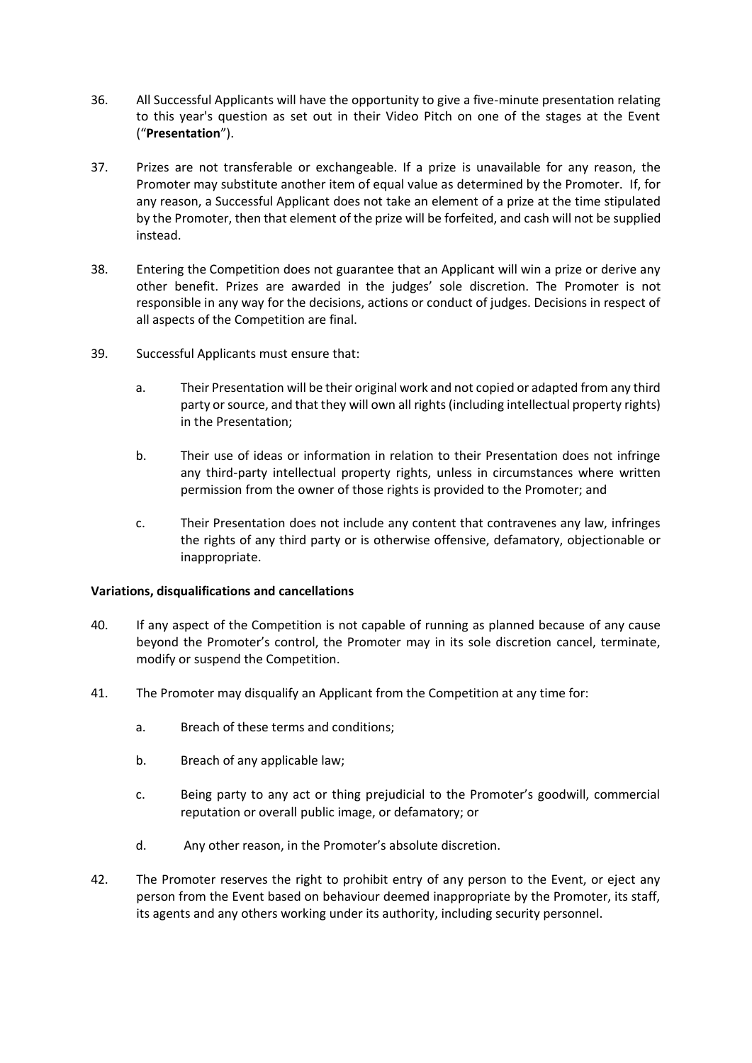36. All Successful Applicants will have the opportunity to give a five-minute presentation relating to this year's question as set out in their Video Pitch on one of the stages at the Event ("**Presentation**").

37. Prizes are not transferable or exchangeable. If a prize is unavailable for any reason, the Promoter may substitute another item of equal value as determined by the Promoter. If, for any reason, a Successful Applicant does not take an element of a prize at the time stipulated by the Promoter, then that element of the prize will be forfeited, and cash will not be supplied instead.

38. Entering the Competition does not guarantee that an Applicant will win a prize or derive any other benefit. Prizes are awarded in the judges' sole discretion. The Promoter is not responsible in any way for the decisions, actions or conduct of judges. Decisions in respect of all aspects of the Competition are final.

39. Successful Applicants must ensure that:

    a. Their Presentation will be their original work and not copied or adapted from any third party or source, and that they will own all rights (including intellectual property rights) in the Presentation;

    b. Their use of ideas or information in relation to their Presentation does not infringe any third-party intellectual property rights, unless in circumstances where written permission from the owner of those rights is provided to the Promoter; and

    c. Their Presentation does not include any content that contravenes any law, infringes the rights of any third party or is otherwise offensive, defamatory, objectionable or inappropriate.

**Variations, disqualifications and cancellations**

40. If any aspect of the Competition is not capable of running as planned because of any cause beyond the Promoter's control, the Promoter may in its sole discretion cancel, terminate, modify or suspend the Competition.

41. The Promoter may disqualify an Applicant from the Competition at any time for:

    a. Breach of these terms and conditions;

    b. Breach of any applicable law;

    c. Being party to any act or thing prejudicial to the Promoter's goodwill, commercial reputation or overall public image, or defamatory; or

    d. Any other reason, in the Promoter's absolute discretion.

42. The Promoter reserves the right to prohibit entry of any person to the Event, or eject any person from the Event based on behaviour deemed inappropriate by the Promoter, its staff, its agents and any others working under its authority, including security personnel.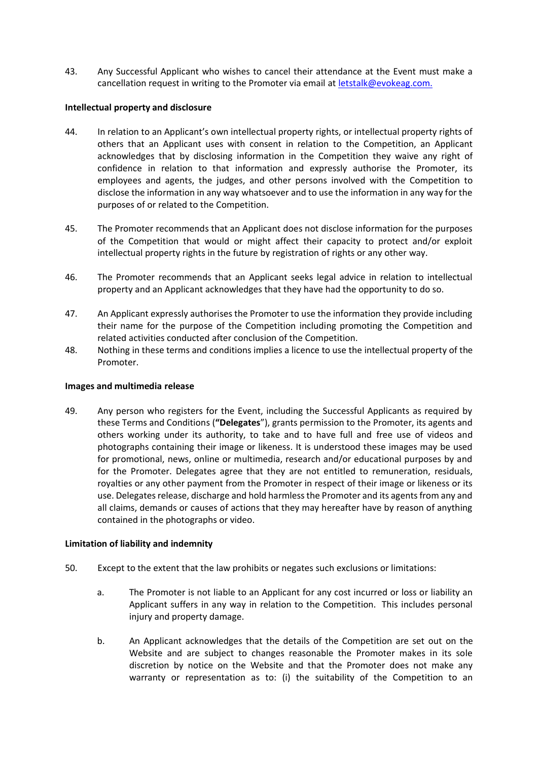43. Any Successful Applicant who wishes to cancel their attendance at the Event must make a cancellation request in writing to the Promoter via email at letstalk@evokeag.com.

**Intellectual property and disclosure**

44. In relation to an Applicant's own intellectual property rights, or intellectual property rights of others that an Applicant uses with consent in relation to the Competition, an Applicant acknowledges that by disclosing information in the Competition they waive any right of confidence in relation to that information and expressly authorise the Promoter, its employees and agents, the judges, and other persons involved with the Competition to disclose the information in any way whatsoever and to use the information in any way for the purposes of or related to the Competition.

45. The Promoter recommends that an Applicant does not disclose information for the purposes of the Competition that would or might affect their capacity to protect and/or exploit intellectual property rights in the future by registration of rights or any other way.

46. The Promoter recommends that an Applicant seeks legal advice in relation to intellectual property and an Applicant acknowledges that they have had the opportunity to do so.

47. An Applicant expressly authorises the Promoter to use the information they provide including their name for the purpose of the Competition including promoting the Competition and related activities conducted after conclusion of the Competition.

48. Nothing in these terms and conditions implies a licence to use the intellectual property of the Promoter.

**Images and multimedia release**

49. Any person who registers for the Event, including the Successful Applicants as required by these Terms and Conditions (**"Delegates**"), grants permission to the Promoter, its agents and others working under its authority, to take and to have full and free use of videos and photographs containing their image or likeness. It is understood these images may be used for promotional, news, online or multimedia, research and/or educational purposes by and for the Promoter. Delegates agree that they are not entitled to remuneration, residuals, royalties or any other payment from the Promoter in respect of their image or likeness or its use. Delegates release, discharge and hold harmless the Promoter and its agents from any and all claims, demands or causes of actions that they may hereafter have by reason of anything contained in the photographs or video.

**Limitation of liability and indemnity**

50. Except to the extent that the law prohibits or negates such exclusions or limitations:

    a. The Promoter is not liable to an Applicant for any cost incurred or loss or liability an Applicant suffers in any way in relation to the Competition. This includes personal injury and property damage.

    b. An Applicant acknowledges that the details of the Competition are set out on the Website and are subject to changes reasonable the Promoter makes in its sole discretion by notice on the Website and that the Promoter does not make any warranty or representation as to: (i) the suitability of the Competition to an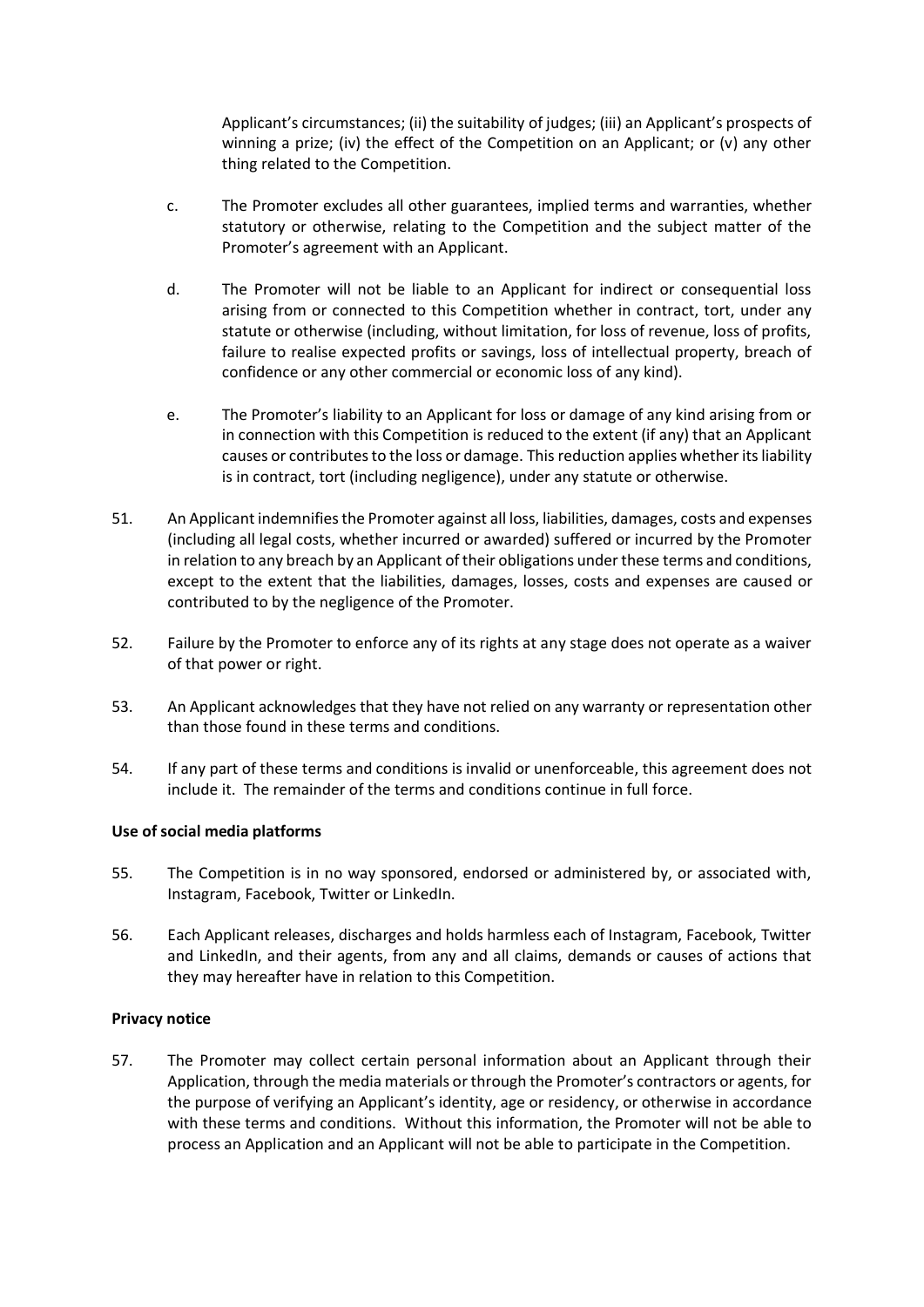Applicant's circumstances; (ii) the suitability of judges; (iii) an Applicant's prospects of winning a prize; (iv) the effect of the Competition on an Applicant; or (v) any other thing related to the Competition.

c. The Promoter excludes all other guarantees, implied terms and warranties, whether statutory or otherwise, relating to the Competition and the subject matter of the Promoter's agreement with an Applicant.

d. The Promoter will not be liable to an Applicant for indirect or consequential loss arising from or connected to this Competition whether in contract, tort, under any statute or otherwise (including, without limitation, for loss of revenue, loss of profits, failure to realise expected profits or savings, loss of intellectual property, breach of confidence or any other commercial or economic loss of any kind).

e. The Promoter's liability to an Applicant for loss or damage of any kind arising from or in connection with this Competition is reduced to the extent (if any) that an Applicant causes or contributes to the loss or damage. This reduction applies whether its liability is in contract, tort (including negligence), under any statute or otherwise.

51. An Applicant indemnifies the Promoter against all loss, liabilities, damages, costs and expenses (including all legal costs, whether incurred or awarded) suffered or incurred by the Promoter in relation to any breach by an Applicant of their obligations under these terms and conditions, except to the extent that the liabilities, damages, losses, costs and expenses are caused or contributed to by the negligence of the Promoter.

52. Failure by the Promoter to enforce any of its rights at any stage does not operate as a waiver of that power or right.

53. An Applicant acknowledges that they have not relied on any warranty or representation other than those found in these terms and conditions.

54. If any part of these terms and conditions is invalid or unenforceable, this agreement does not include it. The remainder of the terms and conditions continue in full force.

**Use of social media platforms**

55. The Competition is in no way sponsored, endorsed or administered by, or associated with, Instagram, Facebook, Twitter or LinkedIn.

56. Each Applicant releases, discharges and holds harmless each of Instagram, Facebook, Twitter and LinkedIn, and their agents, from any and all claims, demands or causes of actions that they may hereafter have in relation to this Competition.

**Privacy notice**

57. The Promoter may collect certain personal information about an Applicant through their Application, through the media materials or through the Promoter's contractors or agents, for the purpose of verifying an Applicant's identity, age or residency, or otherwise in accordance with these terms and conditions. Without this information, the Promoter will not be able to process an Application and an Applicant will not be able to participate in the Competition.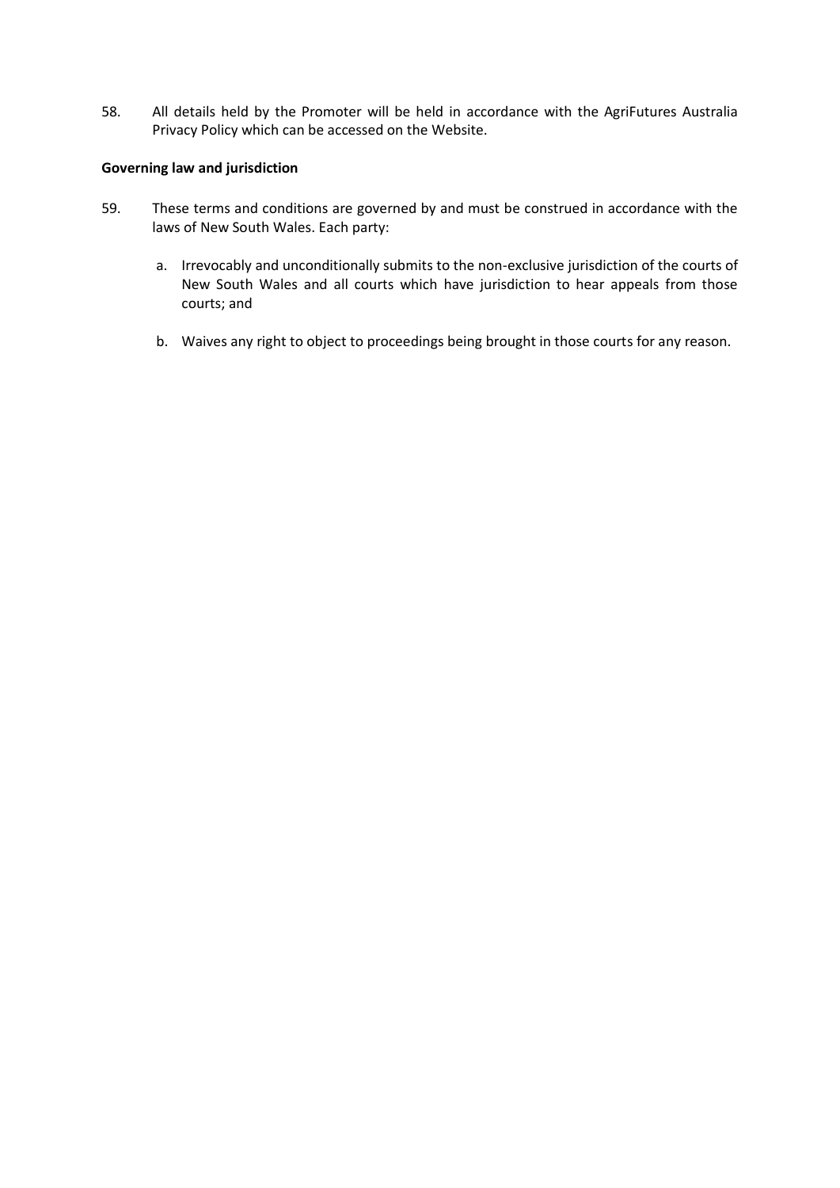58. All details held by the Promoter will be held in accordance with the AgriFutures Australia Privacy Policy which can be accessed on the Website.

**Governing law and jurisdiction**

59. These terms and conditions are governed by and must be construed in accordance with the laws of New South Wales. Each party:

    a. Irrevocably and unconditionally submits to the non-exclusive jurisdiction of the courts of New South Wales and all courts which have jurisdiction to hear appeals from those courts; and

    b. Waives any right to object to proceedings being brought in those courts for any reason.